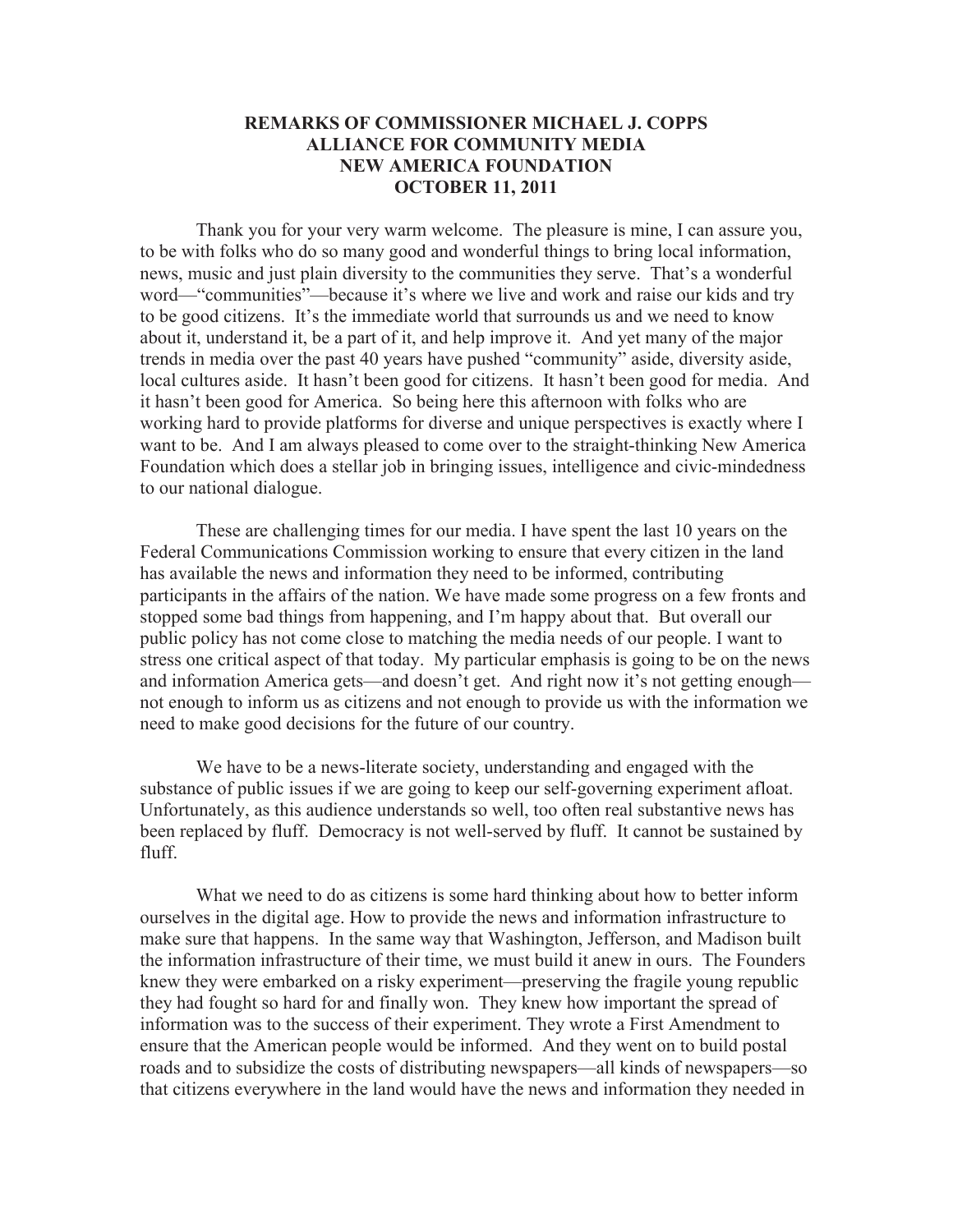**REMARKS OF COMMISSIONER MICHAEL J. COPPS**
**ALLIANCE FOR COMMUNITY MEDIA**
**NEW AMERICA FOUNDATION**
**OCTOBER 11, 2011**

Thank you for your very warm welcome. The pleasure is mine, I can assure you, to be with folks who do so many good and wonderful things to bring local information, news, music and just plain diversity to the communities they serve. That's a wonderful word—"communities"—because it's where we live and work and raise our kids and try to be good citizens. It's the immediate world that surrounds us and we need to know about it, understand it, be a part of it, and help improve it. And yet many of the major trends in media over the past 40 years have pushed "community" aside, diversity aside, local cultures aside. It hasn't been good for citizens. It hasn't been good for media. And it hasn't been good for America. So being here this afternoon with folks who are working hard to provide platforms for diverse and unique perspectives is exactly where I want to be. And I am always pleased to come over to the straight-thinking New America Foundation which does a stellar job in bringing issues, intelligence and civic-mindedness to our national dialogue.

These are challenging times for our media. I have spent the last 10 years on the Federal Communications Commission working to ensure that every citizen in the land has available the news and information they need to be informed, contributing participants in the affairs of the nation. We have made some progress on a few fronts and stopped some bad things from happening, and I'm happy about that. But overall our public policy has not come close to matching the media needs of our people. I want to stress one critical aspect of that today. My particular emphasis is going to be on the news and information America gets—and doesn't get. And right now it's not getting enough—not enough to inform us as citizens and not enough to provide us with the information we need to make good decisions for the future of our country.

We have to be a news-literate society, understanding and engaged with the substance of public issues if we are going to keep our self-governing experiment afloat. Unfortunately, as this audience understands so well, too often real substantive news has been replaced by fluff. Democracy is not well-served by fluff. It cannot be sustained by fluff.

What we need to do as citizens is some hard thinking about how to better inform ourselves in the digital age. How to provide the news and information infrastructure to make sure that happens. In the same way that Washington, Jefferson, and Madison built the information infrastructure of their time, we must build it anew in ours. The Founders knew they were embarked on a risky experiment—preserving the fragile young republic they had fought so hard for and finally won. They knew how important the spread of information was to the success of their experiment. They wrote a First Amendment to ensure that the American people would be informed. And they went on to build postal roads and to subsidize the costs of distributing newspapers—all kinds of newspapers—so that citizens everywhere in the land would have the news and information they needed in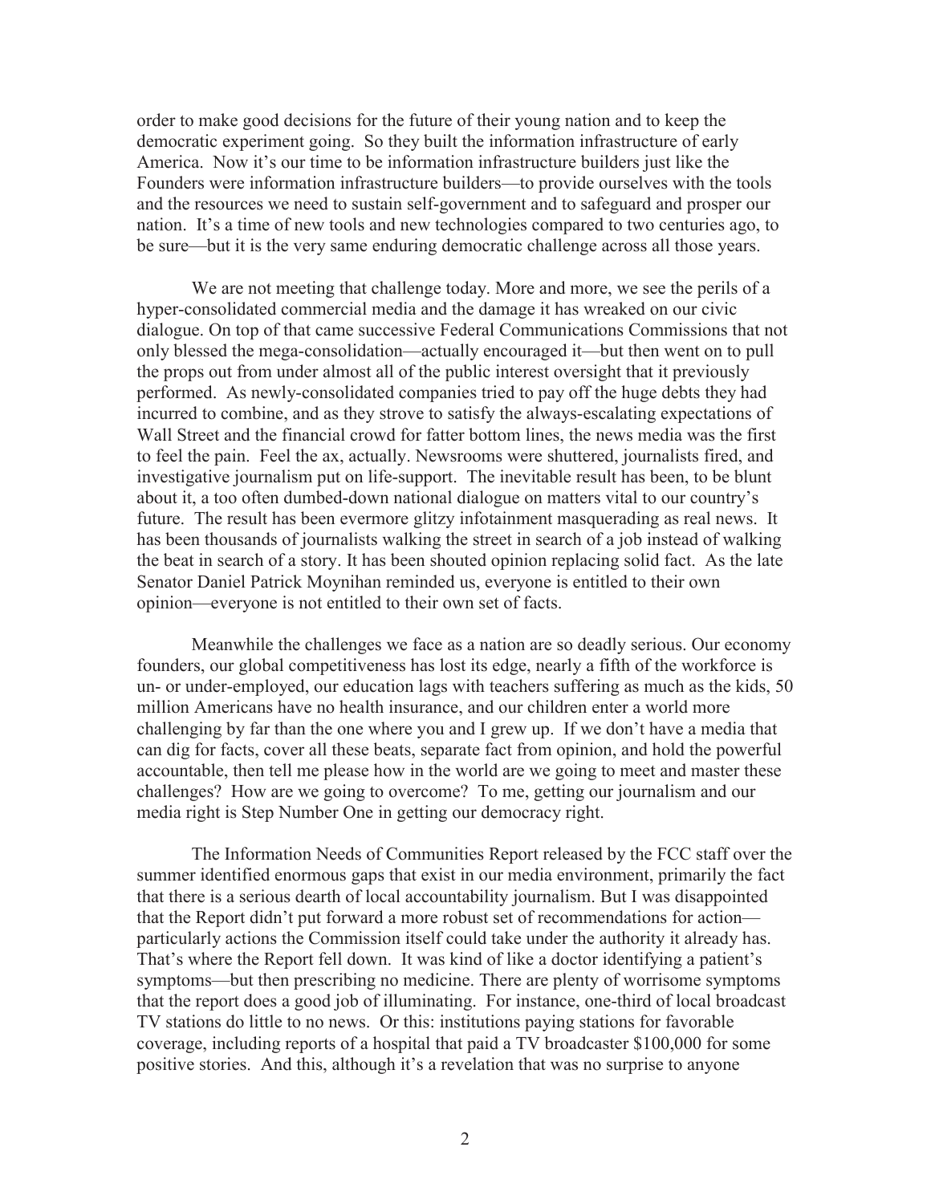order to make good decisions for the future of their young nation and to keep the democratic experiment going. So they built the information infrastructure of early America. Now it's our time to be information infrastructure builders just like the Founders were information infrastructure builders—to provide ourselves with the tools and the resources we need to sustain self-government and to safeguard and prosper our nation. It's a time of new tools and new technologies compared to two centuries ago, to be sure—but it is the very same enduring democratic challenge across all those years.

We are not meeting that challenge today. More and more, we see the perils of a hyper-consolidated commercial media and the damage it has wreaked on our civic dialogue. On top of that came successive Federal Communications Commissions that not only blessed the mega-consolidation—actually encouraged it—but then went on to pull the props out from under almost all of the public interest oversight that it previously performed. As newly-consolidated companies tried to pay off the huge debts they had incurred to combine, and as they strove to satisfy the always-escalating expectations of Wall Street and the financial crowd for fatter bottom lines, the news media was the first to feel the pain. Feel the ax, actually. Newsrooms were shuttered, journalists fired, and investigative journalism put on life-support. The inevitable result has been, to be blunt about it, a too often dumbed-down national dialogue on matters vital to our country's future. The result has been evermore glitzy infotainment masquerading as real news. It has been thousands of journalists walking the street in search of a job instead of walking the beat in search of a story. It has been shouted opinion replacing solid fact. As the late Senator Daniel Patrick Moynihan reminded us, everyone is entitled to their own opinion—everyone is not entitled to their own set of facts.

Meanwhile the challenges we face as a nation are so deadly serious. Our economy founders, our global competitiveness has lost its edge, nearly a fifth of the workforce is un- or under-employed, our education lags with teachers suffering as much as the kids, 50 million Americans have no health insurance, and our children enter a world more challenging by far than the one where you and I grew up. If we don't have a media that can dig for facts, cover all these beats, separate fact from opinion, and hold the powerful accountable, then tell me please how in the world are we going to meet and master these challenges? How are we going to overcome? To me, getting our journalism and our media right is Step Number One in getting our democracy right.

The Information Needs of Communities Report released by the FCC staff over the summer identified enormous gaps that exist in our media environment, primarily the fact that there is a serious dearth of local accountability journalism. But I was disappointed that the Report didn't put forward a more robust set of recommendations for action—particularly actions the Commission itself could take under the authority it already has. That's where the Report fell down. It was kind of like a doctor identifying a patient's symptoms—but then prescribing no medicine. There are plenty of worrisome symptoms that the report does a good job of illuminating. For instance, one-third of local broadcast TV stations do little to no news. Or this: institutions paying stations for favorable coverage, including reports of a hospital that paid a TV broadcaster $100,000 for some positive stories. And this, although it's a revelation that was no surprise to anyone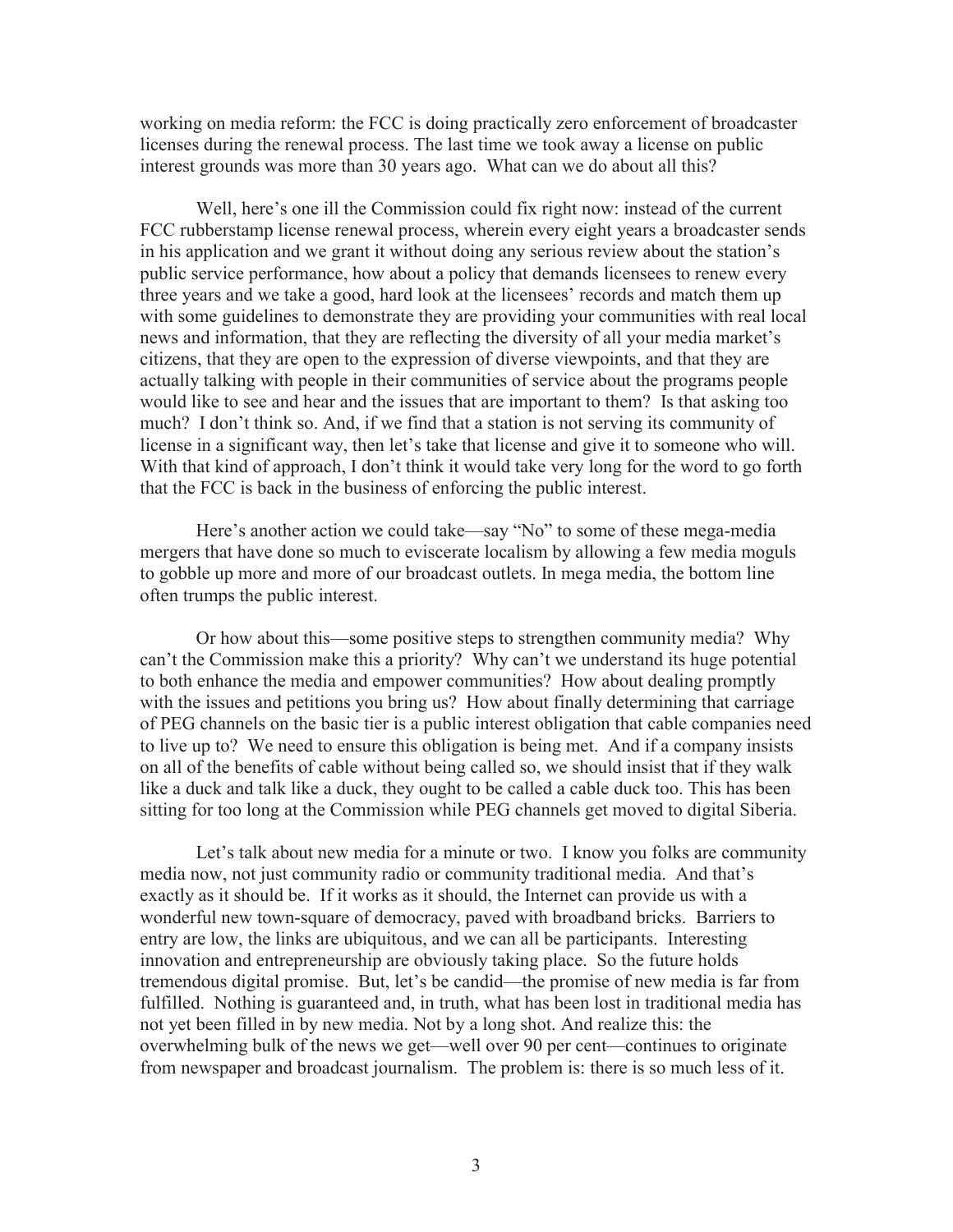working on media reform: the FCC is doing practically zero enforcement of broadcaster licenses during the renewal process. The last time we took away a license on public interest grounds was more than 30 years ago. What can we do about all this?

Well, here's one ill the Commission could fix right now: instead of the current FCC rubberstamp license renewal process, wherein every eight years a broadcaster sends in his application and we grant it without doing any serious review about the station's public service performance, how about a policy that demands licensees to renew every three years and we take a good, hard look at the licensees' records and match them up with some guidelines to demonstrate they are providing your communities with real local news and information, that they are reflecting the diversity of all your media market's citizens, that they are open to the expression of diverse viewpoints, and that they are actually talking with people in their communities of service about the programs people would like to see and hear and the issues that are important to them? Is that asking too much? I don't think so. And, if we find that a station is not serving its community of license in a significant way, then let's take that license and give it to someone who will. With that kind of approach, I don't think it would take very long for the word to go forth that the FCC is back in the business of enforcing the public interest.

Here's another action we could take—say "No" to some of these mega-media mergers that have done so much to eviscerate localism by allowing a few media moguls to gobble up more and more of our broadcast outlets. In mega media, the bottom line often trumps the public interest.

Or how about this—some positive steps to strengthen community media? Why can't the Commission make this a priority? Why can't we understand its huge potential to both enhance the media and empower communities? How about dealing promptly with the issues and petitions you bring us? How about finally determining that carriage of PEG channels on the basic tier is a public interest obligation that cable companies need to live up to? We need to ensure this obligation is being met. And if a company insists on all of the benefits of cable without being called so, we should insist that if they walk like a duck and talk like a duck, they ought to be called a cable duck too. This has been sitting for too long at the Commission while PEG channels get moved to digital Siberia.

Let's talk about new media for a minute or two. I know you folks are community media now, not just community radio or community traditional media. And that's exactly as it should be. If it works as it should, the Internet can provide us with a wonderful new town-square of democracy, paved with broadband bricks. Barriers to entry are low, the links are ubiquitous, and we can all be participants. Interesting innovation and entrepreneurship are obviously taking place. So the future holds tremendous digital promise. But, let's be candid—the promise of new media is far from fulfilled. Nothing is guaranteed and, in truth, what has been lost in traditional media has not yet been filled in by new media. Not by a long shot. And realize this: the overwhelming bulk of the news we get—well over 90 per cent—continues to originate from newspaper and broadcast journalism. The problem is: there is so much less of it.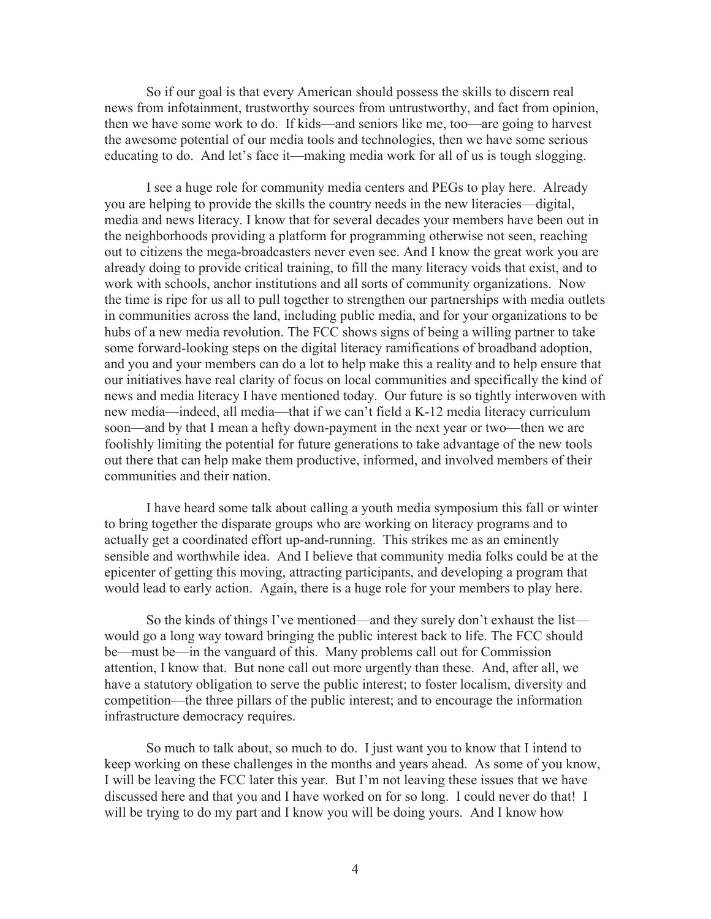So if our goal is that every American should possess the skills to discern real news from infotainment, trustworthy sources from untrustworthy, and fact from opinion, then we have some work to do. If kids—and seniors like me, too—are going to harvest the awesome potential of our media tools and technologies, then we have some serious educating to do. And let's face it—making media work for all of us is tough slogging.

I see a huge role for community media centers and PEGs to play here. Already you are helping to provide the skills the country needs in the new literacies—digital, media and news literacy. I know that for several decades your members have been out in the neighborhoods providing a platform for programming otherwise not seen, reaching out to citizens the mega-broadcasters never even see. And I know the great work you are already doing to provide critical training, to fill the many literacy voids that exist, and to work with schools, anchor institutions and all sorts of community organizations. Now the time is ripe for us all to pull together to strengthen our partnerships with media outlets in communities across the land, including public media, and for your organizations to be hubs of a new media revolution. The FCC shows signs of being a willing partner to take some forward-looking steps on the digital literacy ramifications of broadband adoption, and you and your members can do a lot to help make this a reality and to help ensure that our initiatives have real clarity of focus on local communities and specifically the kind of news and media literacy I have mentioned today. Our future is so tightly interwoven with new media—indeed, all media—that if we can't field a K-12 media literacy curriculum soon—and by that I mean a hefty down-payment in the next year or two—then we are foolishly limiting the potential for future generations to take advantage of the new tools out there that can help make them productive, informed, and involved members of their communities and their nation.

I have heard some talk about calling a youth media symposium this fall or winter to bring together the disparate groups who are working on literacy programs and to actually get a coordinated effort up-and-running. This strikes me as an eminently sensible and worthwhile idea. And I believe that community media folks could be at the epicenter of getting this moving, attracting participants, and developing a program that would lead to early action. Again, there is a huge role for your members to play here.

So the kinds of things I've mentioned—and they surely don't exhaust the list—would go a long way toward bringing the public interest back to life. The FCC should be—must be—in the vanguard of this. Many problems call out for Commission attention, I know that. But none call out more urgently than these. And, after all, we have a statutory obligation to serve the public interest; to foster localism, diversity and competition—the three pillars of the public interest; and to encourage the information infrastructure democracy requires.

So much to talk about, so much to do. I just want you to know that I intend to keep working on these challenges in the months and years ahead. As some of you know, I will be leaving the FCC later this year. But I'm not leaving these issues that we have discussed here and that you and I have worked on for so long. I could never do that! I will be trying to do my part and I know you will be doing yours. And I know how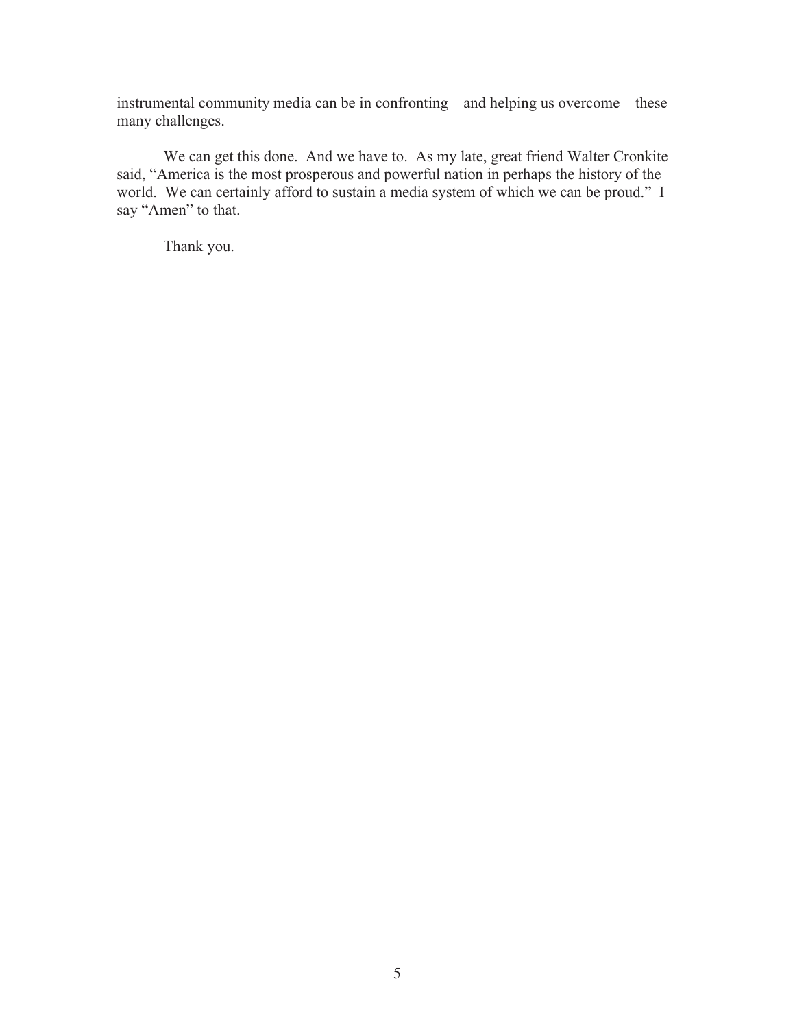instrumental community media can be in confronting—and helping us overcome—these many challenges.

We can get this done. And we have to. As my late, great friend Walter Cronkite said, "America is the most prosperous and powerful nation in perhaps the history of the world. We can certainly afford to sustain a media system of which we can be proud." I say "Amen" to that.

Thank you.